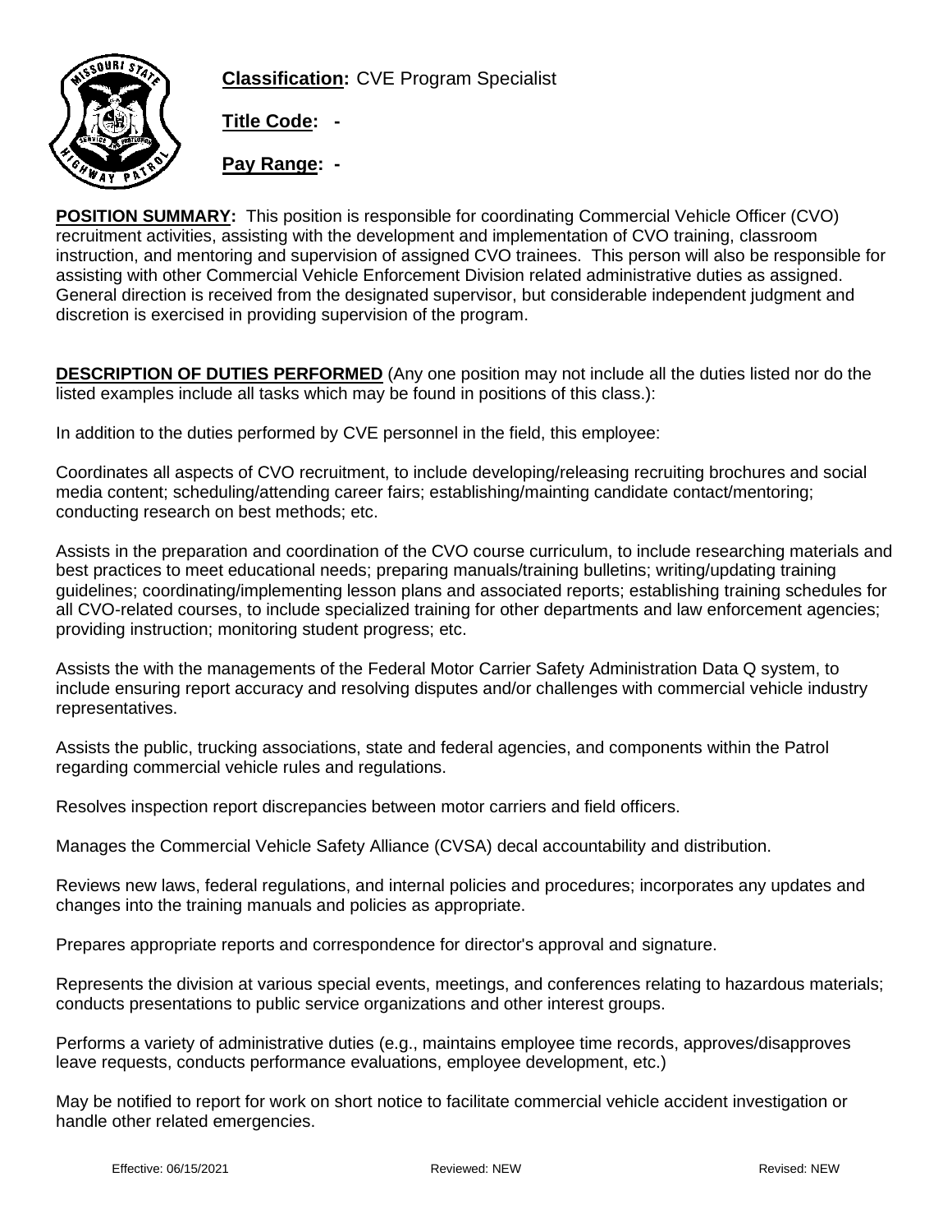**Classification:** CVE Program Specialist

**Title Code:** -

**Pay Range:** -

**POSITION SUMMARY:** This position is responsible for coordinating Commercial Vehicle Officer (CVO) recruitment activities, assisting with the development and implementation of CVO training, classroom instruction, and mentoring and supervision of assigned CVO trainees. This person will also be responsible for assisting with other Commercial Vehicle Enforcement Division related administrative duties as assigned. General direction is received from the designated supervisor, but considerable independent judgment and discretion is exercised in providing supervision of the program.

**DESCRIPTION OF DUTIES PERFORMED** (Any one position may not include all the duties listed nor do the listed examples include all tasks which may be found in positions of this class.):

In addition to the duties performed by CVE personnel in the field, this employee:

Coordinates all aspects of CVO recruitment, to include developing/releasing recruiting brochures and social media content; scheduling/attending career fairs; establishing/mainting candidate contact/mentoring; conducting research on best methods; etc.

Assists in the preparation and coordination of the CVO course curriculum, to include researching materials and best practices to meet educational needs; preparing manuals/training bulletins; writing/updating training guidelines; coordinating/implementing lesson plans and associated reports; establishing training schedules for all CVO-related courses, to include specialized training for other departments and law enforcement agencies; providing instruction; monitoring student progress; etc.

Assists the with the managements of the Federal Motor Carrier Safety Administration Data Q system, to include ensuring report accuracy and resolving disputes and/or challenges with commercial vehicle industry representatives.

Assists the public, trucking associations, state and federal agencies, and components within the Patrol regarding commercial vehicle rules and regulations.

Resolves inspection report discrepancies between motor carriers and field officers.

Manages the Commercial Vehicle Safety Alliance (CVSA) decal accountability and distribution.

Reviews new laws, federal regulations, and internal policies and procedures; incorporates any updates and changes into the training manuals and policies as appropriate.

Prepares appropriate reports and correspondence for director's approval and signature.

Represents the division at various special events, meetings, and conferences relating to hazardous materials; conducts presentations to public service organizations and other interest groups.

Performs a variety of administrative duties (e.g., maintains employee time records, approves/disapproves leave requests, conducts performance evaluations, employee development, etc.)

May be notified to report for work on short notice to facilitate commercial vehicle accident investigation or handle other related emergencies.

Effective: 06/15/2021 Reviewed: NEW Revised: NEW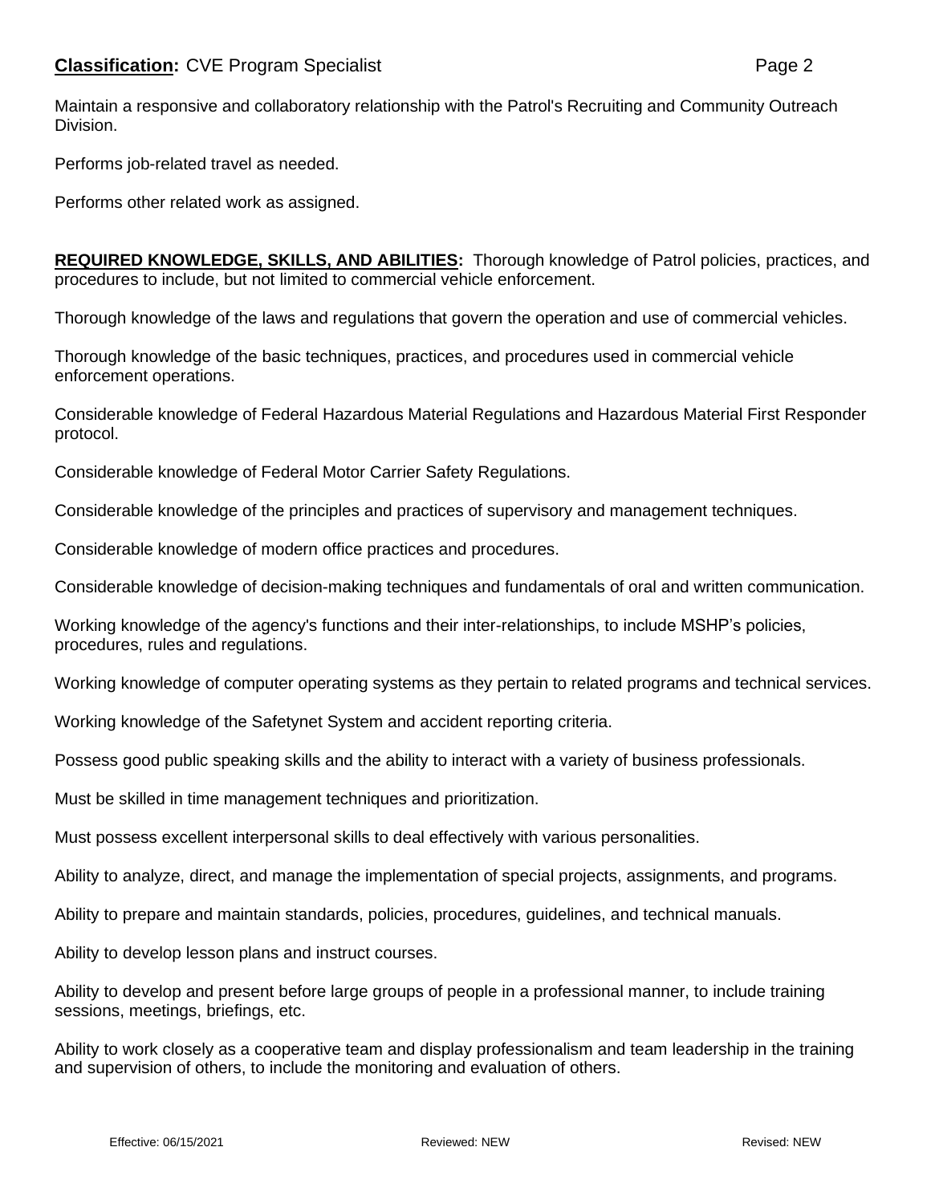Maintain a responsive and collaboratory relationship with the Patrol's Recruiting and Community Outreach Division.

Performs job-related travel as needed.

Performs other related work as assigned.

**REQUIRED KNOWLEDGE, SKILLS, AND ABILITIES:** Thorough knowledge of Patrol policies, practices, and procedures to include, but not limited to commercial vehicle enforcement.

Thorough knowledge of the laws and regulations that govern the operation and use of commercial vehicles.

Thorough knowledge of the basic techniques, practices, and procedures used in commercial vehicle enforcement operations.

Considerable knowledge of Federal Hazardous Material Regulations and Hazardous Material First Responder protocol.

Considerable knowledge of Federal Motor Carrier Safety Regulations.

Considerable knowledge of the principles and practices of supervisory and management techniques.

Considerable knowledge of modern office practices and procedures.

Considerable knowledge of decision-making techniques and fundamentals of oral and written communication.

Working knowledge of the agency's functions and their inter-relationships, to include MSHP's policies, procedures, rules and regulations.

Working knowledge of computer operating systems as they pertain to related programs and technical services.

Working knowledge of the Safetynet System and accident reporting criteria.

Possess good public speaking skills and the ability to interact with a variety of business professionals.

Must be skilled in time management techniques and prioritization.

Must possess excellent interpersonal skills to deal effectively with various personalities.

Ability to analyze, direct, and manage the implementation of special projects, assignments, and programs.

Ability to prepare and maintain standards, policies, procedures, guidelines, and technical manuals.

Ability to develop lesson plans and instruct courses.

Ability to develop and present before large groups of people in a professional manner, to include training sessions, meetings, briefings, etc.

Ability to work closely as a cooperative team and display professionalism and team leadership in the training and supervision of others, to include the monitoring and evaluation of others.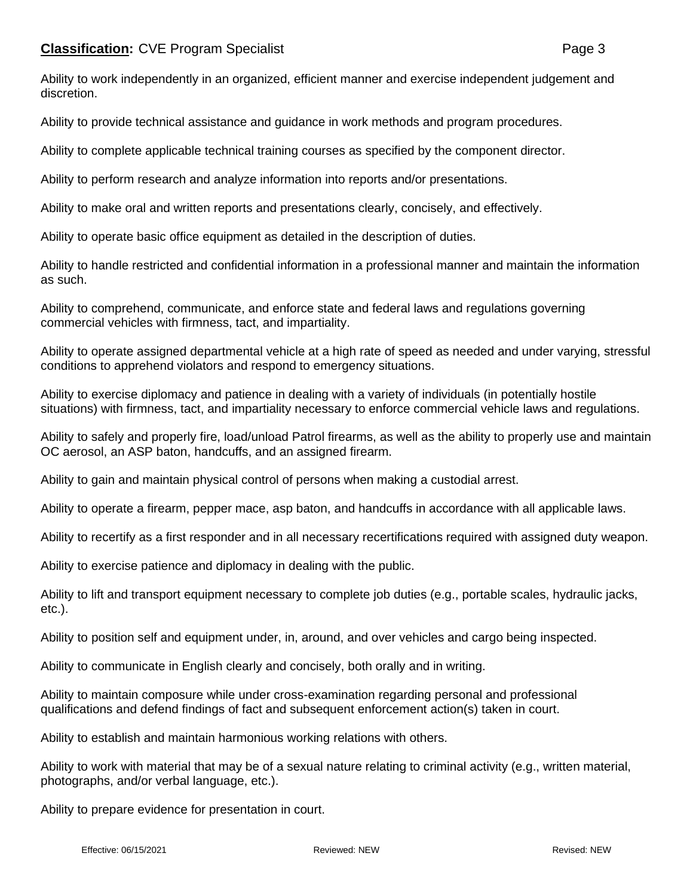Ability to work independently in an organized, efficient manner and exercise independent judgement and discretion.

Ability to provide technical assistance and guidance in work methods and program procedures.

Ability to complete applicable technical training courses as specified by the component director.

Ability to perform research and analyze information into reports and/or presentations.

Ability to make oral and written reports and presentations clearly, concisely, and effectively.

Ability to operate basic office equipment as detailed in the description of duties.

Ability to handle restricted and confidential information in a professional manner and maintain the information as such.

Ability to comprehend, communicate, and enforce state and federal laws and regulations governing commercial vehicles with firmness, tact, and impartiality.

Ability to operate assigned departmental vehicle at a high rate of speed as needed and under varying, stressful conditions to apprehend violators and respond to emergency situations.

Ability to exercise diplomacy and patience in dealing with a variety of individuals (in potentially hostile situations) with firmness, tact, and impartiality necessary to enforce commercial vehicle laws and regulations.

Ability to safely and properly fire, load/unload Patrol firearms, as well as the ability to properly use and maintain OC aerosol, an ASP baton, handcuffs, and an assigned firearm.

Ability to gain and maintain physical control of persons when making a custodial arrest.

Ability to operate a firearm, pepper mace, asp baton, and handcuffs in accordance with all applicable laws.

Ability to recertify as a first responder and in all necessary recertifications required with assigned duty weapon.

Ability to exercise patience and diplomacy in dealing with the public.

Ability to lift and transport equipment necessary to complete job duties (e.g., portable scales, hydraulic jacks, etc.).

Ability to position self and equipment under, in, around, and over vehicles and cargo being inspected.

Ability to communicate in English clearly and concisely, both orally and in writing.

Ability to maintain composure while under cross-examination regarding personal and professional qualifications and defend findings of fact and subsequent enforcement action(s) taken in court.

Ability to establish and maintain harmonious working relations with others.

Ability to work with material that may be of a sexual nature relating to criminal activity (e.g., written material, photographs, and/or verbal language, etc.).

Ability to prepare evidence for presentation in court.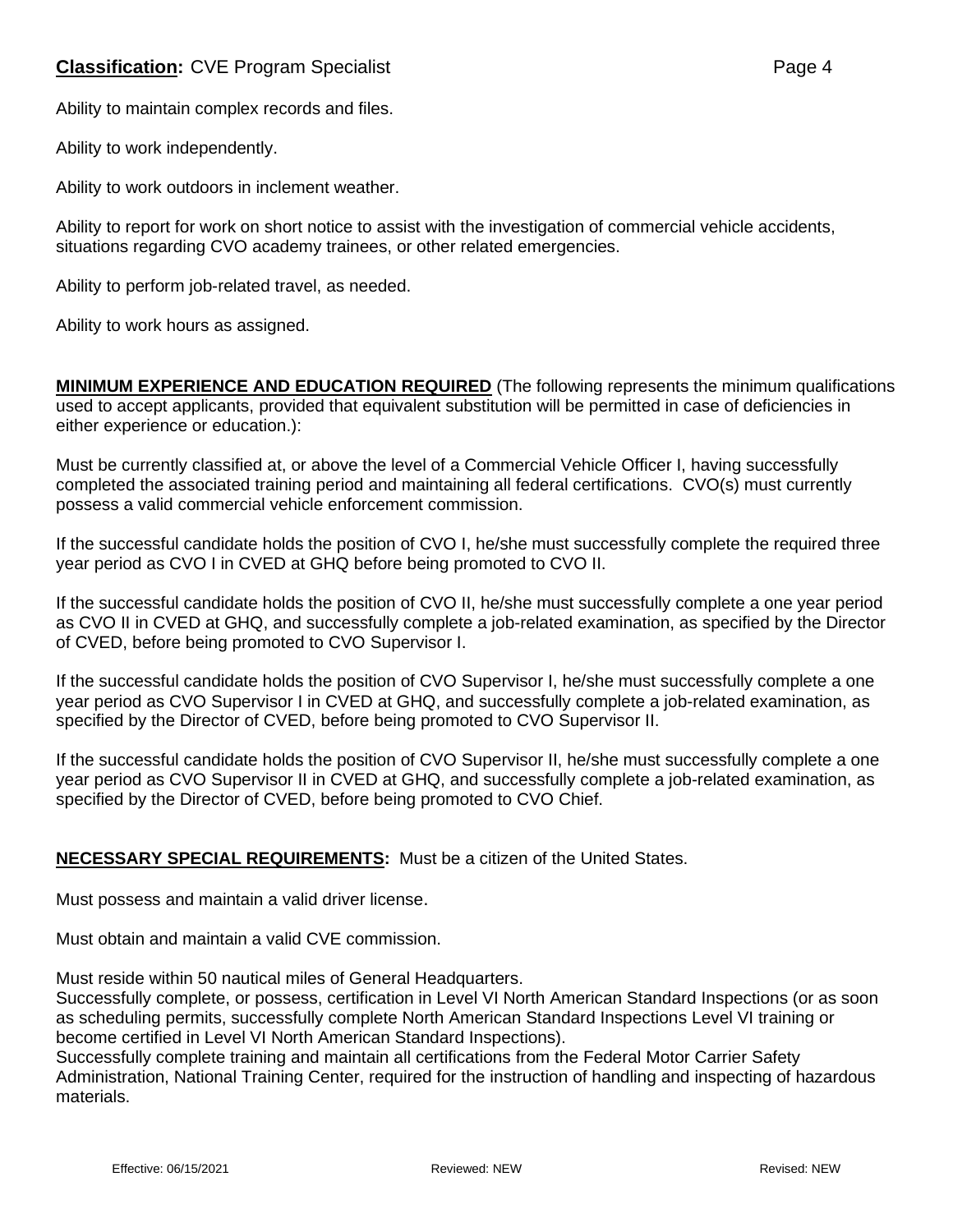Ability to maintain complex records and files.

Ability to work independently.

Ability to work outdoors in inclement weather.

Ability to report for work on short notice to assist with the investigation of commercial vehicle accidents, situations regarding CVO academy trainees, or other related emergencies.

Ability to perform job-related travel, as needed.

Ability to work hours as assigned.

**MINIMUM EXPERIENCE AND EDUCATION REQUIRED** (The following represents the minimum qualifications used to accept applicants, provided that equivalent substitution will be permitted in case of deficiencies in either experience or education.):

Must be currently classified at, or above the level of a Commercial Vehicle Officer I, having successfully completed the associated training period and maintaining all federal certifications. CVO(s) must currently possess a valid commercial vehicle enforcement commission.

If the successful candidate holds the position of CVO I, he/she must successfully complete the required three year period as CVO I in CVED at GHQ before being promoted to CVO II.

If the successful candidate holds the position of CVO II, he/she must successfully complete a one year period as CVO II in CVED at GHQ, and successfully complete a job-related examination, as specified by the Director of CVED, before being promoted to CVO Supervisor I.

If the successful candidate holds the position of CVO Supervisor I, he/she must successfully complete a one year period as CVO Supervisor I in CVED at GHQ, and successfully complete a job-related examination, as specified by the Director of CVED, before being promoted to CVO Supervisor II.

If the successful candidate holds the position of CVO Supervisor II, he/she must successfully complete a one year period as CVO Supervisor II in CVED at GHQ, and successfully complete a job-related examination, as specified by the Director of CVED, before being promoted to CVO Chief.

**NECESSARY SPECIAL REQUIREMENTS:** Must be a citizen of the United States.

Must possess and maintain a valid driver license.

Must obtain and maintain a valid CVE commission.

Must reside within 50 nautical miles of General Headquarters.
Successfully complete, or possess, certification in Level VI North American Standard Inspections (or as soon as scheduling permits, successfully complete North American Standard Inspections Level VI training or become certified in Level VI North American Standard Inspections).
Successfully complete training and maintain all certifications from the Federal Motor Carrier Safety Administration, National Training Center, required for the instruction of handling and inspecting of hazardous materials.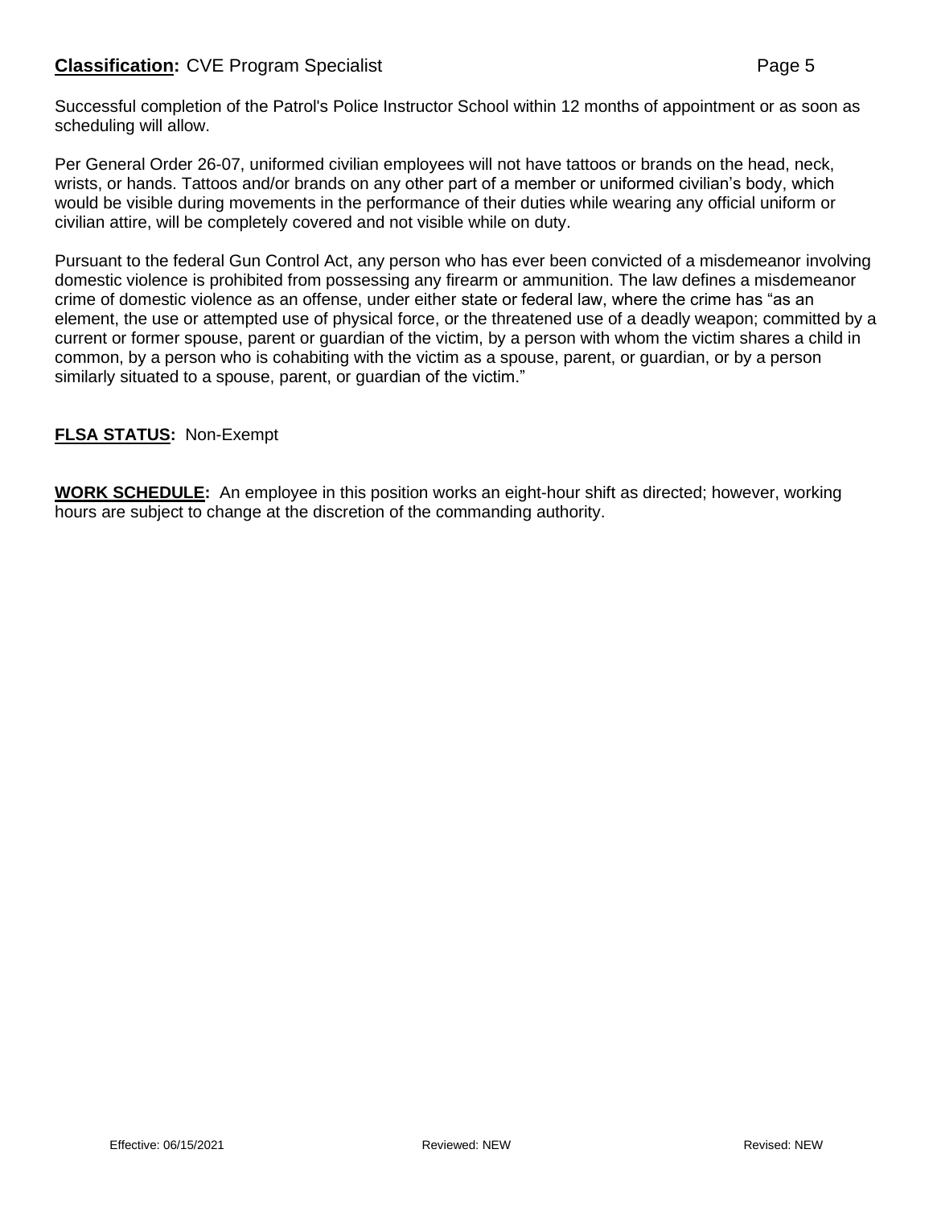Successful completion of the Patrol's Police Instructor School within 12 months of appointment or as soon as scheduling will allow.

Per General Order 26-07, uniformed civilian employees will not have tattoos or brands on the head, neck, wrists, or hands. Tattoos and/or brands on any other part of a member or uniformed civilian's body, which would be visible during movements in the performance of their duties while wearing any official uniform or civilian attire, will be completely covered and not visible while on duty.

Pursuant to the federal Gun Control Act, any person who has ever been convicted of a misdemeanor involving domestic violence is prohibited from possessing any firearm or ammunition. The law defines a misdemeanor crime of domestic violence as an offense, under either state or federal law, where the crime has "as an element, the use or attempted use of physical force, or the threatened use of a deadly weapon; committed by a current or former spouse, parent or guardian of the victim, by a person with whom the victim shares a child in common, by a person who is cohabiting with the victim as a spouse, parent, or guardian, or by a person similarly situated to a spouse, parent, or guardian of the victim."

**FLSA STATUS:** Non-Exempt

**WORK SCHEDULE:** An employee in this position works an eight-hour shift as directed; however, working hours are subject to change at the discretion of the commanding authority.